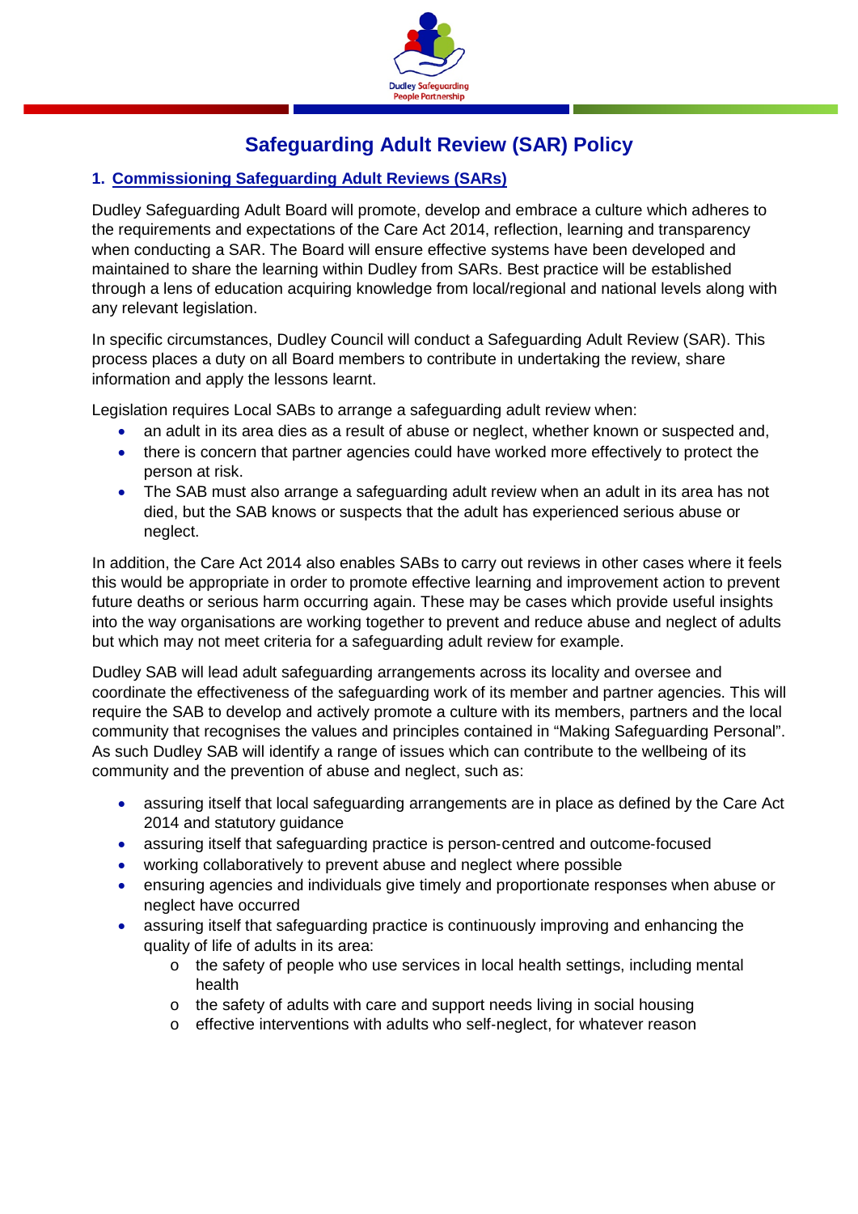# Safeguarding Adult Review (SAR) Policy

## 1. Commissioning Safeguarding Adult Reviews (SARs)

Dudley Safeguarding Adult Board will promote, develop and embrace a culture which adheres to the requirements and expectations of the Care Act 2014, reflection, learning and transparency when conducting a SAR. The Board will ensure effective systems have been developed and maintained to share the learning within Dudley from SARs. Best practice will be established through a lens of education acquiring knowledge from local/regional and national levels along with any relevant legislation.

In specific circumstances, Dudley Council will conduct a Safeguarding Adult Review (SAR). This process places a duty on all Board members to contribute in undertaking the review, share information and apply the lessons learnt.

Legislation requires Local SABs to arrange a safeguarding adult review when:

- an adult in its area dies as a result of abuse or neglect, whether known or suspected and,
- there is concern that partner agencies could have worked more effectively to protect the person at risk.
- The SAB must also arrange a safeguarding adult review when an adult in its area has not died, but the SAB knows or suspects that the adult has experienced serious abuse or neglect.

In addition, the Care Act 2014 also enables SABs to carry out reviews in other cases where it feels this would be appropriate in order to promote effective learning and improvement action to prevent future deaths or serious harm occurring again. These may be cases which provide useful insights into the way organisations are working together to prevent and reduce abuse and neglect of adults but which may not meet criteria for a safeguarding adult review for example.

Dudley SAB will lead adult safeguarding arrangements across its locality and oversee and coordinate the effectiveness of the safeguarding work of its member and partner agencies. This will require the SAB to develop and actively promote a culture with its members, partners and the local community that recognises the values and principles contained in "Making Safeguarding Personal". As such Dudley SAB will identify a range of issues which can contribute to the wellbeing of its community and the prevention of abuse and neglect, such as:

- assuring itself that local safeguarding arrangements are in place as defined by the Care Act 2014 and statutory guidance
- assuring itself that safeguarding practice is person-centred and outcome-focused
- working collaboratively to prevent abuse and neglect where possible
- ensuring agencies and individuals give timely and proportionate responses when abuse or neglect have occurred
- assuring itself that safeguarding practice is continuously improving and enhancing the quality of life of adults in its area:
  - the safety of people who use services in local health settings, including mental health
  - the safety of adults with care and support needs living in social housing
  - effective interventions with adults who self-neglect, for whatever reason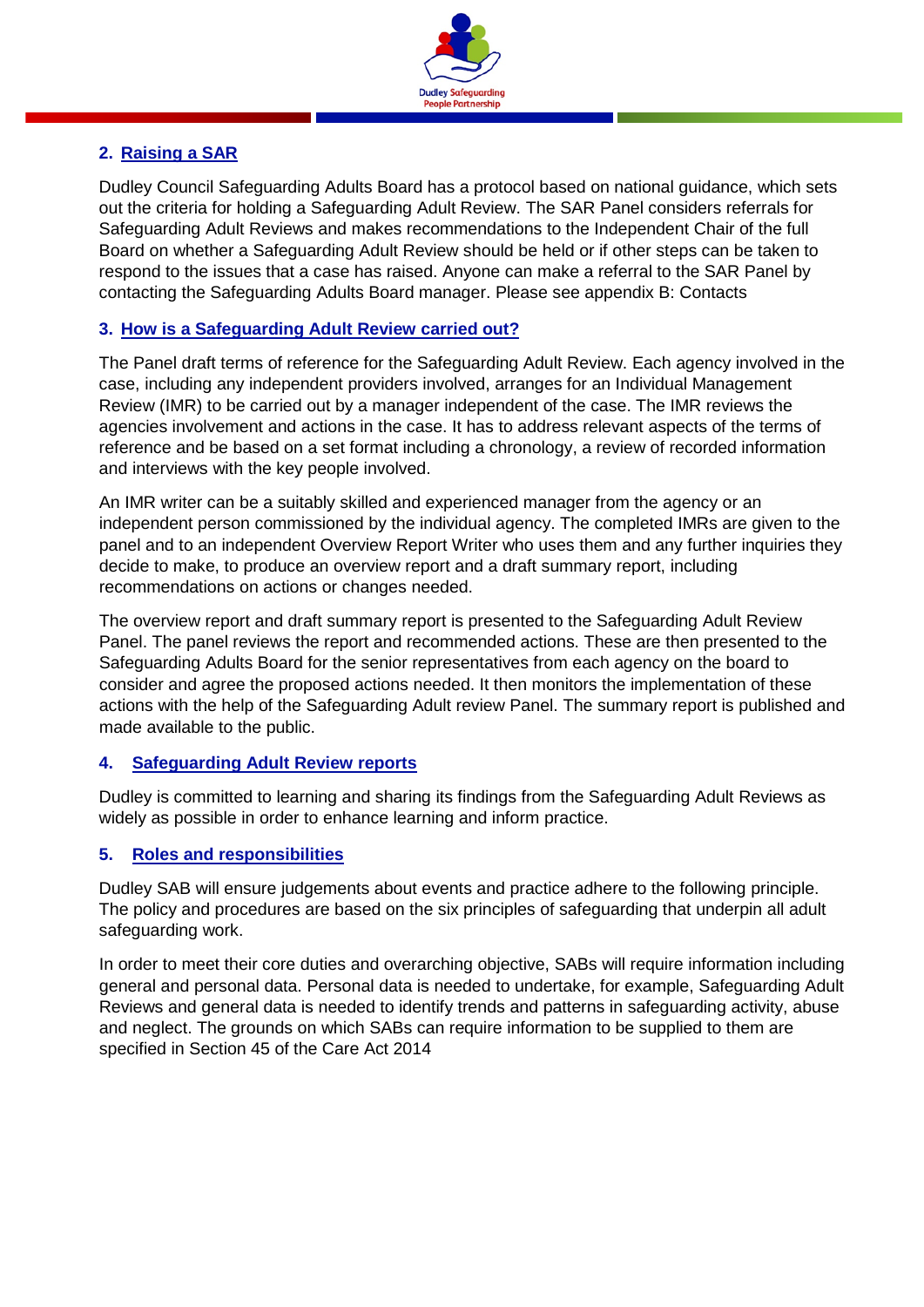## 2. Raising a SAR

Dudley Council Safeguarding Adults Board has a protocol based on national guidance, which sets out the criteria for holding a Safeguarding Adult Review. The SAR Panel considers referrals for Safeguarding Adult Reviews and makes recommendations to the Independent Chair of the full Board on whether a Safeguarding Adult Review should be held or if other steps can be taken to respond to the issues that a case has raised. Anyone can make a referral to the SAR Panel by contacting the Safeguarding Adults Board manager. Please see appendix B: Contacts

## 3. How is a Safeguarding Adult Review carried out?

The Panel draft terms of reference for the Safeguarding Adult Review. Each agency involved in the case, including any independent providers involved, arranges for an Individual Management Review (IMR) to be carried out by a manager independent of the case. The IMR reviews the agencies involvement and actions in the case. It has to address relevant aspects of the terms of reference and be based on a set format including a chronology, a review of recorded information and interviews with the key people involved.

An IMR writer can be a suitably skilled and experienced manager from the agency or an independent person commissioned by the individual agency. The completed IMRs are given to the panel and to an independent Overview Report Writer who uses them and any further inquiries they decide to make, to produce an overview report and a draft summary report, including recommendations on actions or changes needed.

The overview report and draft summary report is presented to the Safeguarding Adult Review Panel. The panel reviews the report and recommended actions. These are then presented to the Safeguarding Adults Board for the senior representatives from each agency on the board to consider and agree the proposed actions needed. It then monitors the implementation of these actions with the help of the Safeguarding Adult review Panel. The summary report is published and made available to the public.

## 4. Safeguarding Adult Review reports

Dudley is committed to learning and sharing its findings from the Safeguarding Adult Reviews as widely as possible in order to enhance learning and inform practice.

## 5. Roles and responsibilities

Dudley SAB will ensure judgements about events and practice adhere to the following principle. The policy and procedures are based on the six principles of safeguarding that underpin all adult safeguarding work.

In order to meet their core duties and overarching objective, SABs will require information including general and personal data. Personal data is needed to undertake, for example, Safeguarding Adult Reviews and general data is needed to identify trends and patterns in safeguarding activity, abuse and neglect. The grounds on which SABs can require information to be supplied to them are specified in Section 45 of the Care Act 2014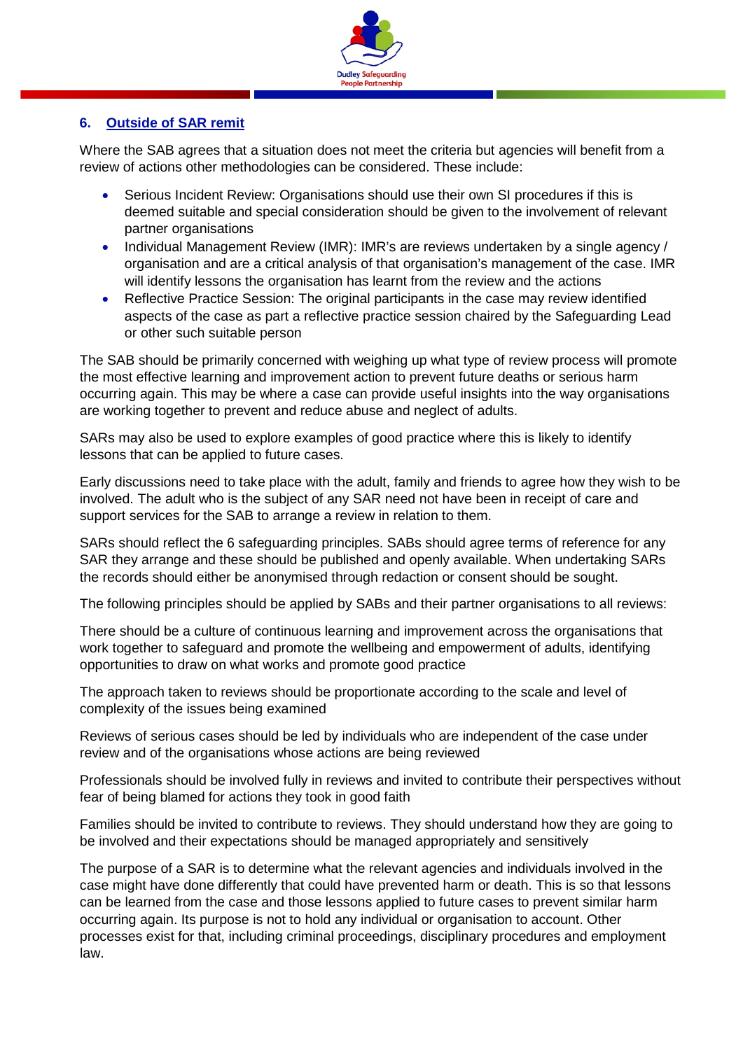## 6. Outside of SAR remit

Where the SAB agrees that a situation does not meet the criteria but agencies will benefit from a review of actions other methodologies can be considered. These include:

- Serious Incident Review: Organisations should use their own SI procedures if this is deemed suitable and special consideration should be given to the involvement of relevant partner organisations
- Individual Management Review (IMR): IMR's are reviews undertaken by a single agency / organisation and are a critical analysis of that organisation's management of the case. IMR will identify lessons the organisation has learnt from the review and the actions
- Reflective Practice Session: The original participants in the case may review identified aspects of the case as part a reflective practice session chaired by the Safeguarding Lead or other such suitable person

The SAB should be primarily concerned with weighing up what type of review process will promote the most effective learning and improvement action to prevent future deaths or serious harm occurring again. This may be where a case can provide useful insights into the way organisations are working together to prevent and reduce abuse and neglect of adults.

SARs may also be used to explore examples of good practice where this is likely to identify lessons that can be applied to future cases.

Early discussions need to take place with the adult, family and friends to agree how they wish to be involved. The adult who is the subject of any SAR need not have been in receipt of care and support services for the SAB to arrange a review in relation to them.

SARs should reflect the 6 safeguarding principles. SABs should agree terms of reference for any SAR they arrange and these should be published and openly available. When undertaking SARs the records should either be anonymised through redaction or consent should be sought.

The following principles should be applied by SABs and their partner organisations to all reviews:

There should be a culture of continuous learning and improvement across the organisations that work together to safeguard and promote the wellbeing and empowerment of adults, identifying opportunities to draw on what works and promote good practice

The approach taken to reviews should be proportionate according to the scale and level of complexity of the issues being examined

Reviews of serious cases should be led by individuals who are independent of the case under review and of the organisations whose actions are being reviewed

Professionals should be involved fully in reviews and invited to contribute their perspectives without fear of being blamed for actions they took in good faith

Families should be invited to contribute to reviews. They should understand how they are going to be involved and their expectations should be managed appropriately and sensitively

The purpose of a SAR is to determine what the relevant agencies and individuals involved in the case might have done differently that could have prevented harm or death. This is so that lessons can be learned from the case and those lessons applied to future cases to prevent similar harm occurring again. Its purpose is not to hold any individual or organisation to account. Other processes exist for that, including criminal proceedings, disciplinary procedures and employment law.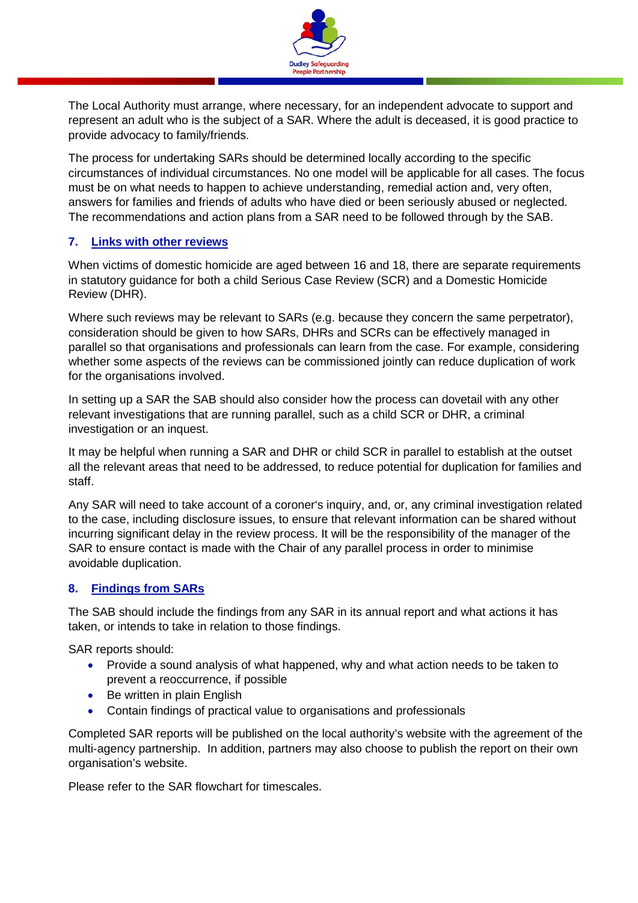The Local Authority must arrange, where necessary, for an independent advocate to support and represent an adult who is the subject of a SAR. Where the adult is deceased, it is good practice to provide advocacy to family/friends.

The process for undertaking SARs should be determined locally according to the specific circumstances of individual circumstances. No one model will be applicable for all cases. The focus must be on what needs to happen to achieve understanding, remedial action and, very often, answers for families and friends of adults who have died or been seriously abused or neglected. The recommendations and action plans from a SAR need to be followed through by the SAB.

## 7. Links with other reviews

When victims of domestic homicide are aged between 16 and 18, there are separate requirements in statutory guidance for both a child Serious Case Review (SCR) and a Domestic Homicide Review (DHR).

Where such reviews may be relevant to SARs (e.g. because they concern the same perpetrator), consideration should be given to how SARs, DHRs and SCRs can be effectively managed in parallel so that organisations and professionals can learn from the case. For example, considering whether some aspects of the reviews can be commissioned jointly can reduce duplication of work for the organisations involved.

In setting up a SAR the SAB should also consider how the process can dovetail with any other relevant investigations that are running parallel, such as a child SCR or DHR, a criminal investigation or an inquest.

It may be helpful when running a SAR and DHR or child SCR in parallel to establish at the outset all the relevant areas that need to be addressed, to reduce potential for duplication for families and staff.

Any SAR will need to take account of a coroner's inquiry, and, or, any criminal investigation related to the case, including disclosure issues, to ensure that relevant information can be shared without incurring significant delay in the review process. It will be the responsibility of the manager of the SAR to ensure contact is made with the Chair of any parallel process in order to minimise avoidable duplication.

## 8. Findings from SARs

The SAB should include the findings from any SAR in its annual report and what actions it has taken, or intends to take in relation to those findings.

SAR reports should:

- Provide a sound analysis of what happened, why and what action needs to be taken to prevent a reoccurrence, if possible
- Be written in plain English
- Contain findings of practical value to organisations and professionals

Completed SAR reports will be published on the local authority's website with the agreement of the multi-agency partnership. In addition, partners may also choose to publish the report on their own organisation's website.

Please refer to the SAR flowchart for timescales.